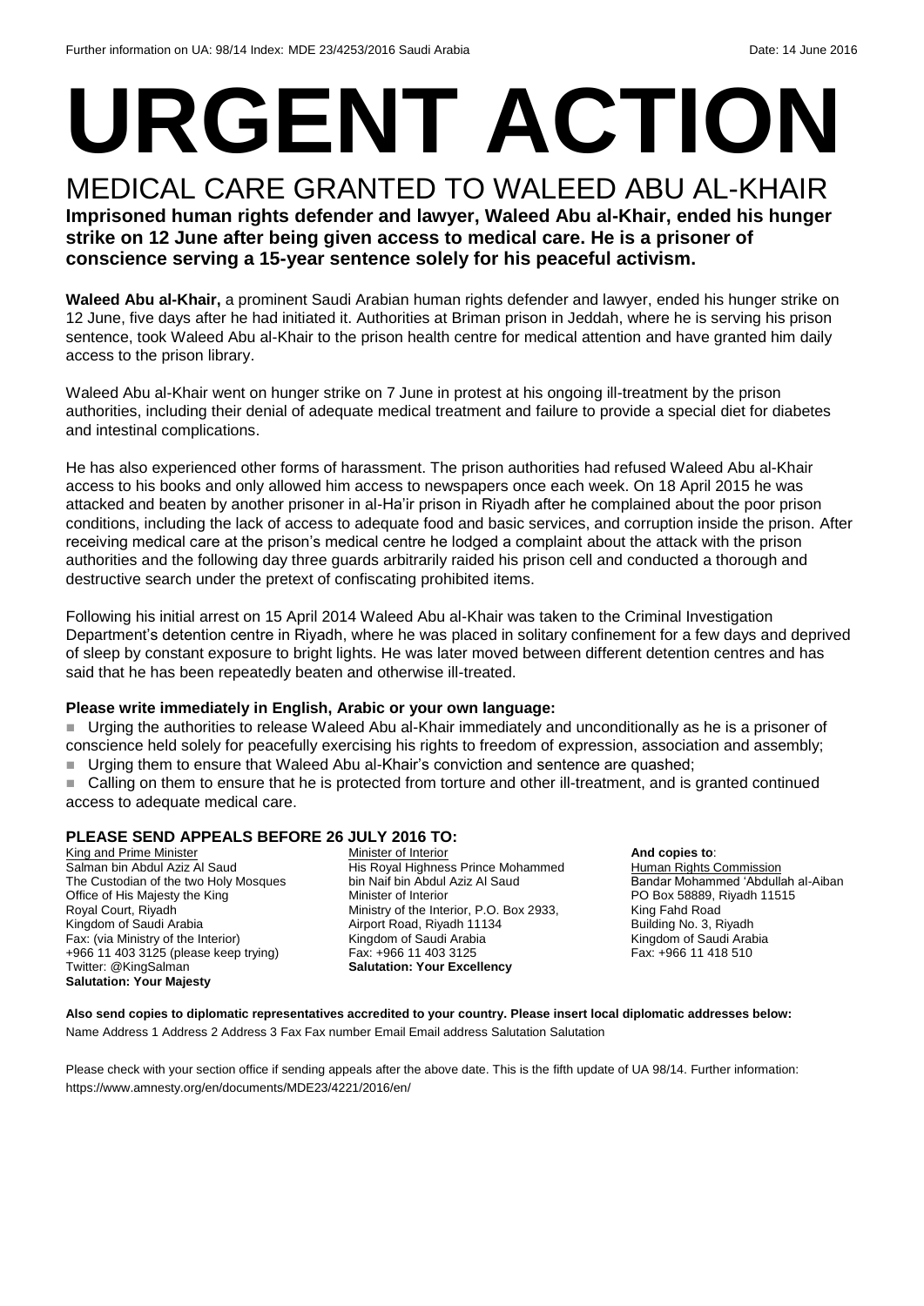Further information on UA: 98/14 Index: MDE 23/4253/2016 Saudi Arabia Date: 14 June 2016

# URGENT ACTION

## MEDICAL CARE GRANTED TO WALEED ABU AL-KHAIR

**Imprisoned human rights defender and lawyer, Waleed Abu al-Khair, ended his hunger strike on 12 June after being given access to medical care. He is a prisoner of conscience serving a 15-year sentence solely for his peaceful activism.**

**Waleed Abu al-Khair,** a prominent Saudi Arabian human rights defender and lawyer, ended his hunger strike on 12 June, five days after he had initiated it. Authorities at Briman prison in Jeddah, where he is serving his prison sentence, took Waleed Abu al-Khair to the prison health centre for medical attention and have granted him daily access to the prison library.

Waleed Abu al-Khair went on hunger strike on 7 June in protest at his ongoing ill-treatment by the prison authorities, including their denial of adequate medical treatment and failure to provide a special diet for diabetes and intestinal complications.

He has also experienced other forms of harassment. The prison authorities had refused Waleed Abu al-Khair access to his books and only allowed him access to newspapers once each week. On 18 April 2015 he was attacked and beaten by another prisoner in al-Ha'ir prison in Riyadh after he complained about the poor prison conditions, including the lack of access to adequate food and basic services, and corruption inside the prison. After receiving medical care at the prison's medical centre he lodged a complaint about the attack with the prison authorities and the following day three guards arbitrarily raided his prison cell and conducted a thorough and destructive search under the pretext of confiscating prohibited items.

Following his initial arrest on 15 April 2014 Waleed Abu al-Khair was taken to the Criminal Investigation Department's detention centre in Riyadh, where he was placed in solitary confinement for a few days and deprived of sleep by constant exposure to bright lights. He was later moved between different detention centres and has said that he has been repeatedly beaten and otherwise ill-treated.

**Please write immediately in English, Arabic or your own language:**

- Urging the authorities to release Waleed Abu al-Khair immediately and unconditionally as he is a prisoner of conscience held solely for peacefully exercising his rights to freedom of expression, association and assembly;
- Urging them to ensure that Waleed Abu al-Khair's conviction and sentence are quashed;
- Calling on them to ensure that he is protected from torture and other ill-treatment, and is granted continued access to adequate medical care.

**PLEASE SEND APPEALS BEFORE 26 JULY 2016 TO:**

King and Prime Minister
Salman bin Abdul Aziz Al Saud
The Custodian of the two Holy Mosques
Office of His Majesty the King
Royal Court, Riyadh
Kingdom of Saudi Arabia
Fax: (via Ministry of the Interior)
+966 11 403 3125 (please keep trying)
Twitter: @KingSalman
**Salutation: Your Majesty**

Minister of Interior
His Royal Highness Prince Mohammed bin Naif bin Abdul Aziz Al Saud
Minister of Interior
Ministry of the Interior, P.O. Box 2933, Airport Road, Riyadh 11134
Kingdom of Saudi Arabia
Fax: +966 11 403 3125
**Salutation: Your Excellency**

**And copies to**:
Human Rights Commission
Bandar Mohammed 'Abdullah al-Aiban
PO Box 58889, Riyadh 11515
King Fahd Road
Building No. 3, Riyadh
Kingdom of Saudi Arabia
Fax: +966 11 418 510

**Also send copies to diplomatic representatives accredited to your country. Please insert local diplomatic addresses below:**
Name Address 1 Address 2 Address 3 Fax Fax number Email Email address Salutation Salutation

Please check with your section office if sending appeals after the above date. This is the fifth update of UA 98/14. Further information: https://www.amnesty.org/en/documents/MDE23/4221/2016/en/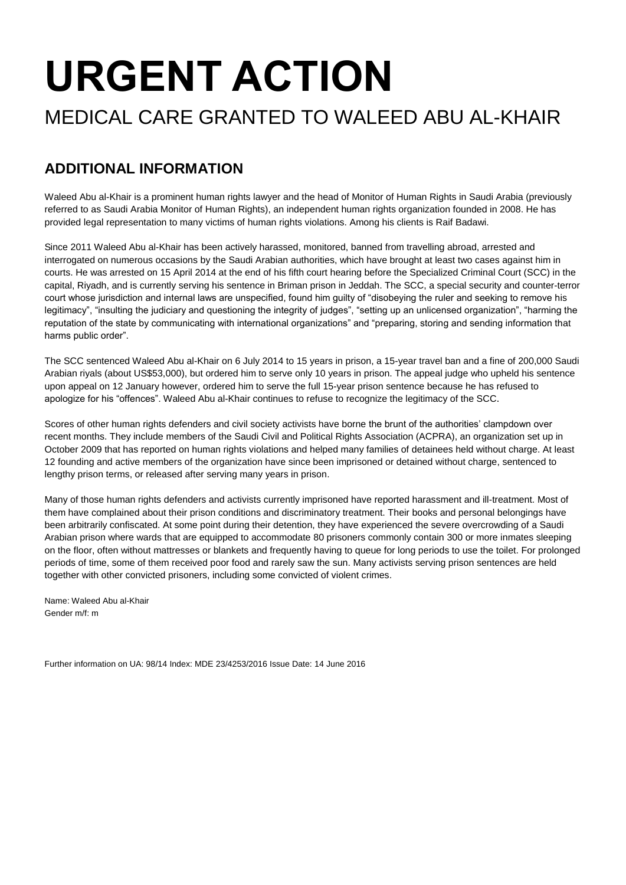# URGENT ACTION

MEDICAL CARE GRANTED TO WALEED ABU AL-KHAIR

## ADDITIONAL INFORMATION

Waleed Abu al-Khair is a prominent human rights lawyer and the head of Monitor of Human Rights in Saudi Arabia (previously referred to as Saudi Arabia Monitor of Human Rights), an independent human rights organization founded in 2008. He has provided legal representation to many victims of human rights violations. Among his clients is Raif Badawi.

Since 2011 Waleed Abu al-Khair has been actively harassed, monitored, banned from travelling abroad, arrested and interrogated on numerous occasions by the Saudi Arabian authorities, which have brought at least two cases against him in courts. He was arrested on 15 April 2014 at the end of his fifth court hearing before the Specialized Criminal Court (SCC) in the capital, Riyadh, and is currently serving his sentence in Briman prison in Jeddah. The SCC, a special security and counter-terror court whose jurisdiction and internal laws are unspecified, found him guilty of "disobeying the ruler and seeking to remove his legitimacy", "insulting the judiciary and questioning the integrity of judges", "setting up an unlicensed organization", "harming the reputation of the state by communicating with international organizations" and "preparing, storing and sending information that harms public order".

The SCC sentenced Waleed Abu al-Khair on 6 July 2014 to 15 years in prison, a 15-year travel ban and a fine of 200,000 Saudi Arabian riyals (about US$53,000), but ordered him to serve only 10 years in prison. The appeal judge who upheld his sentence upon appeal on 12 January however, ordered him to serve the full 15-year prison sentence because he has refused to apologize for his "offences". Waleed Abu al-Khair continues to refuse to recognize the legitimacy of the SCC.

Scores of other human rights defenders and civil society activists have borne the brunt of the authorities' clampdown over recent months. They include members of the Saudi Civil and Political Rights Association (ACPRA), an organization set up in October 2009 that has reported on human rights violations and helped many families of detainees held without charge. At least 12 founding and active members of the organization have since been imprisoned or detained without charge, sentenced to lengthy prison terms, or released after serving many years in prison.

Many of those human rights defenders and activists currently imprisoned have reported harassment and ill-treatment. Most of them have complained about their prison conditions and discriminatory treatment. Their books and personal belongings have been arbitrarily confiscated. At some point during their detention, they have experienced the severe overcrowding of a Saudi Arabian prison where wards that are equipped to accommodate 80 prisoners commonly contain 300 or more inmates sleeping on the floor, often without mattresses or blankets and frequently having to queue for long periods to use the toilet. For prolonged periods of time, some of them received poor food and rarely saw the sun. Many activists serving prison sentences are held together with other convicted prisoners, including some convicted of violent crimes.

Name: Waleed Abu al-Khair
Gender m/f: m

Further information on UA: 98/14 Index: MDE 23/4253/2016 Issue Date: 14 June 2016